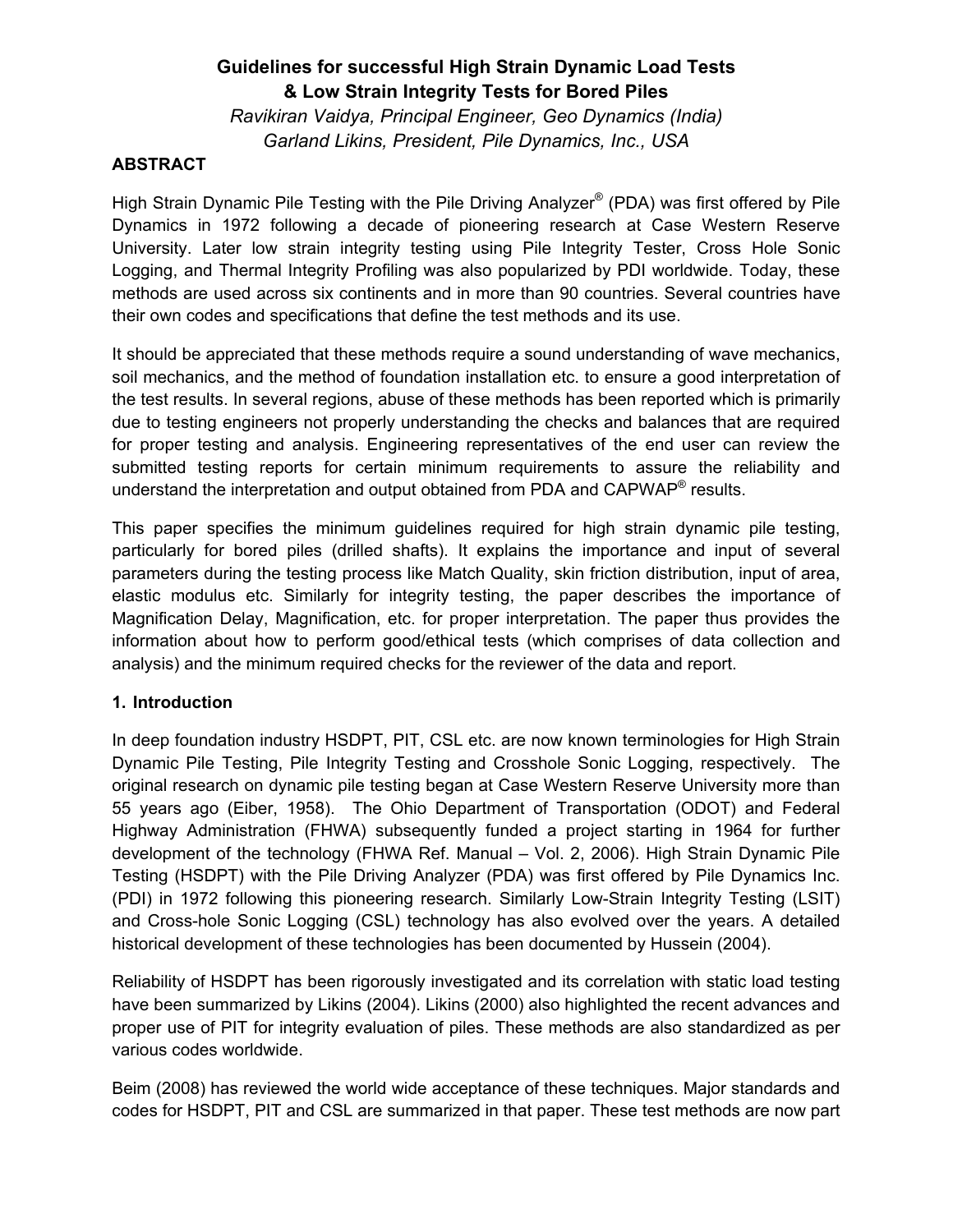# Guidelines for successful High Strain Dynamic Load Tests & Low Strain Integrity Tests for Bored Piles

*Ravikiran Vaidya, Principal Engineer, Geo Dynamics (India)*
*Garland Likins, President, Pile Dynamics, Inc., USA*

## ABSTRACT

High Strain Dynamic Pile Testing with the Pile Driving Analyzer® (PDA) was first offered by Pile Dynamics in 1972 following a decade of pioneering research at Case Western Reserve University. Later low strain integrity testing using Pile Integrity Tester, Cross Hole Sonic Logging, and Thermal Integrity Profiling was also popularized by PDI worldwide. Today, these methods are used across six continents and in more than 90 countries. Several countries have their own codes and specifications that define the test methods and its use.

It should be appreciated that these methods require a sound understanding of wave mechanics, soil mechanics, and the method of foundation installation etc. to ensure a good interpretation of the test results. In several regions, abuse of these methods has been reported which is primarily due to testing engineers not properly understanding the checks and balances that are required for proper testing and analysis. Engineering representatives of the end user can review the submitted testing reports for certain minimum requirements to assure the reliability and understand the interpretation and output obtained from PDA and CAPWAP® results.

This paper specifies the minimum guidelines required for high strain dynamic pile testing, particularly for bored piles (drilled shafts). It explains the importance and input of several parameters during the testing process like Match Quality, skin friction distribution, input of area, elastic modulus etc. Similarly for integrity testing, the paper describes the importance of Magnification Delay, Magnification, etc. for proper interpretation. The paper thus provides the information about how to perform good/ethical tests (which comprises of data collection and analysis) and the minimum required checks for the reviewer of the data and report.

## 1. Introduction

In deep foundation industry HSDPT, PIT, CSL etc. are now known terminologies for High Strain Dynamic Pile Testing, Pile Integrity Testing and Crosshole Sonic Logging, respectively. The original research on dynamic pile testing began at Case Western Reserve University more than 55 years ago (Eiber, 1958). The Ohio Department of Transportation (ODOT) and Federal Highway Administration (FHWA) subsequently funded a project starting in 1964 for further development of the technology (FHWA Ref. Manual – Vol. 2, 2006). High Strain Dynamic Pile Testing (HSDPT) with the Pile Driving Analyzer (PDA) was first offered by Pile Dynamics Inc. (PDI) in 1972 following this pioneering research. Similarly Low-Strain Integrity Testing (LSIT) and Cross-hole Sonic Logging (CSL) technology has also evolved over the years. A detailed historical development of these technologies has been documented by Hussein (2004).

Reliability of HSDPT has been rigorously investigated and its correlation with static load testing have been summarized by Likins (2004). Likins (2000) also highlighted the recent advances and proper use of PIT for integrity evaluation of piles. These methods are also standardized as per various codes worldwide.

Beim (2008) has reviewed the world wide acceptance of these techniques. Major standards and codes for HSDPT, PIT and CSL are summarized in that paper. These test methods are now part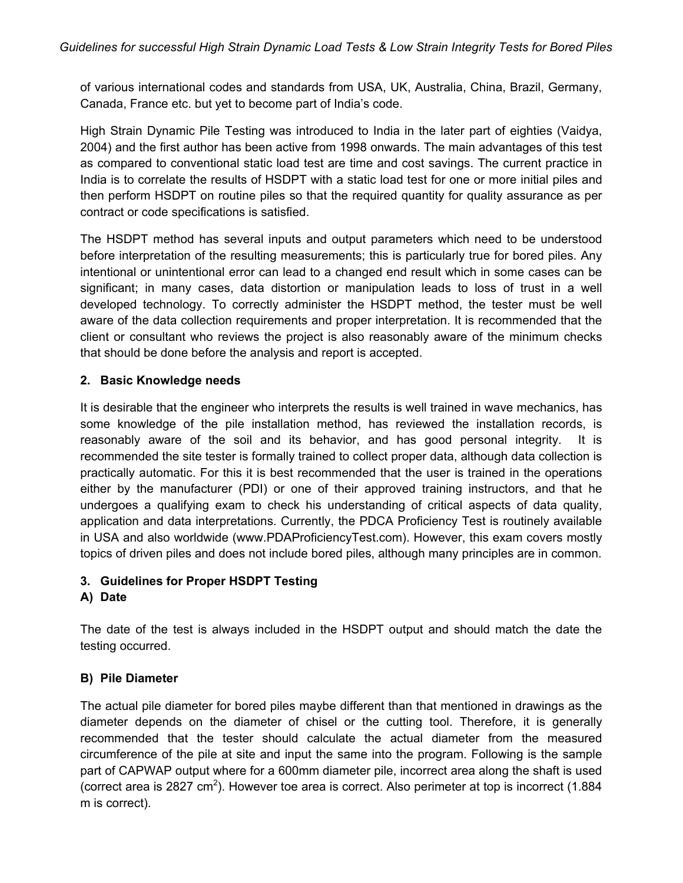of various international codes and standards from USA, UK, Australia, China, Brazil, Germany, Canada, France etc. but yet to become part of India's code.

High Strain Dynamic Pile Testing was introduced to India in the later part of eighties (Vaidya, 2004) and the first author has been active from 1998 onwards. The main advantages of this test as compared to conventional static load test are time and cost savings. The current practice in India is to correlate the results of HSDPT with a static load test for one or more initial piles and then perform HSDPT on routine piles so that the required quantity for quality assurance as per contract or code specifications is satisfied.

The HSDPT method has several inputs and output parameters which need to be understood before interpretation of the resulting measurements; this is particularly true for bored piles. Any intentional or unintentional error can lead to a changed end result which in some cases can be significant; in many cases, data distortion or manipulation leads to loss of trust in a well developed technology. To correctly administer the HSDPT method, the tester must be well aware of the data collection requirements and proper interpretation. It is recommended that the client or consultant who reviews the project is also reasonably aware of the minimum checks that should be done before the analysis and report is accepted.

## 2. Basic Knowledge needs

It is desirable that the engineer who interprets the results is well trained in wave mechanics, has some knowledge of the pile installation method, has reviewed the installation records, is reasonably aware of the soil and its behavior, and has good personal integrity. It is recommended the site tester is formally trained to collect proper data, although data collection is practically automatic. For this it is best recommended that the user is trained in the operations either by the manufacturer (PDI) or one of their approved training instructors, and that he undergoes a qualifying exam to check his understanding of critical aspects of data quality, application and data interpretations. Currently, the PDCA Proficiency Test is routinely available in USA and also worldwide (www.PDAProficiencyTest.com). However, this exam covers mostly topics of driven piles and does not include bored piles, although many principles are in common.

## 3. Guidelines for Proper HSDPT Testing

### A) Date

The date of the test is always included in the HSDPT output and should match the date the testing occurred.

### B) Pile Diameter

The actual pile diameter for bored piles maybe different than that mentioned in drawings as the diameter depends on the diameter of chisel or the cutting tool. Therefore, it is generally recommended that the tester should calculate the actual diameter from the measured circumference of the pile at site and input the same into the program. Following is the sample part of CAPWAP output where for a 600mm diameter pile, incorrect area along the shaft is used (correct area is 2827 $cm^2$). However toe area is correct. Also perimeter at top is incorrect (1.884 m is correct).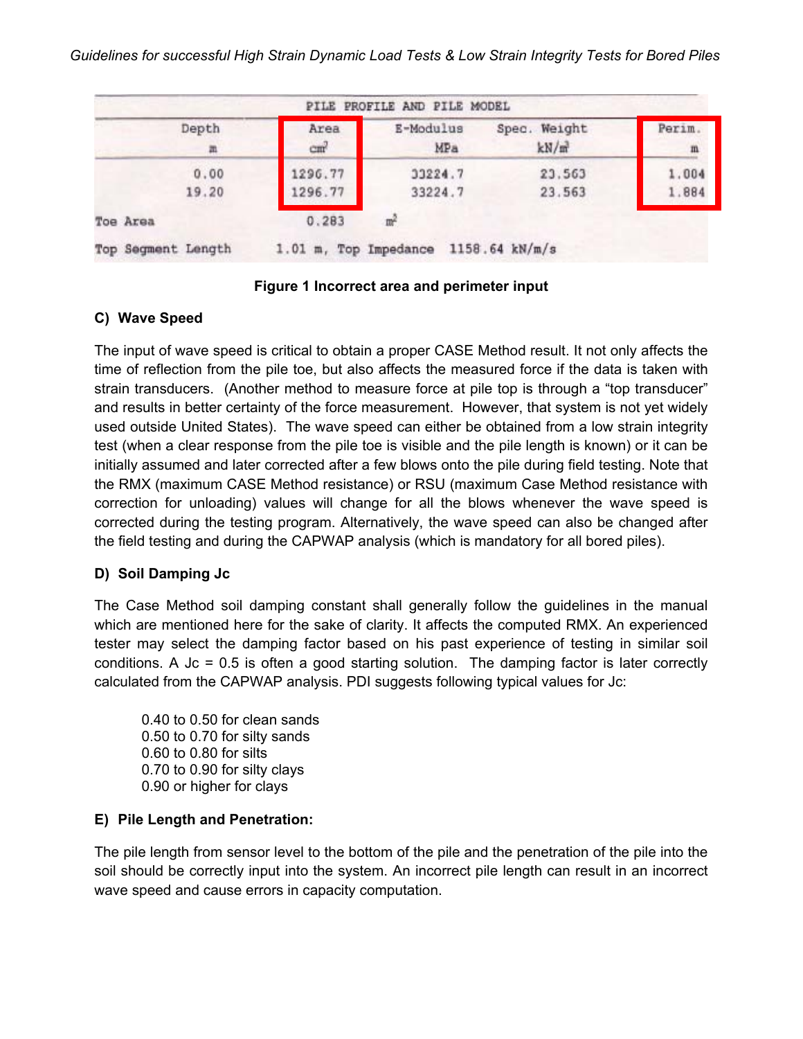| PILE PROFILE AND PILE MODEL | | | | |
| --- | --- | --- | --- | --- |
| Depth | Area | E-Modulus | Spec. Weight | Perim. |
| m | $cm^2$ | MPa | $kN/m^3$ | m |
| 0.00 | 1296.77 | 33224.7 | 23.563 | 1.004 |
| 19.20 | 1296.77 | 33224.7 | 23.563 | 1.884 |

Toe Area 0.283 $m^2$

Top Segment Length 1.01 m, Top Impedance 1158.64 kN/m/s

**Figure 1 Incorrect area and perimeter input**

### C) Wave Speed

The input of wave speed is critical to obtain a proper CASE Method result. It not only affects the time of reflection from the pile toe, but also affects the measured force if the data is taken with strain transducers. (Another method to measure force at pile top is through a "top transducer" and results in better certainty of the force measurement. However, that system is not yet widely used outside United States). The wave speed can either be obtained from a low strain integrity test (when a clear response from the pile toe is visible and the pile length is known) or it can be initially assumed and later corrected after a few blows onto the pile during field testing. Note that the RMX (maximum CASE Method resistance) or RSU (maximum Case Method resistance with correction for unloading) values will change for all the blows whenever the wave speed is corrected during the testing program. Alternatively, the wave speed can also be changed after the field testing and during the CAPWAP analysis (which is mandatory for all bored piles).

### D) Soil Damping Jc

The Case Method soil damping constant shall generally follow the guidelines in the manual which are mentioned here for the sake of clarity. It affects the computed RMX. An experienced tester may select the damping factor based on his past experience of testing in similar soil conditions. A Jc = 0.5 is often a good starting solution. The damping factor is later correctly calculated from the CAPWAP analysis. PDI suggests following typical values for Jc:

0.40 to 0.50 for clean sands
0.50 to 0.70 for silty sands
0.60 to 0.80 for silts
0.70 to 0.90 for silty clays
0.90 or higher for clays

### E) Pile Length and Penetration:

The pile length from sensor level to the bottom of the pile and the penetration of the pile into the soil should be correctly input into the system. An incorrect pile length can result in an incorrect wave speed and cause errors in capacity computation.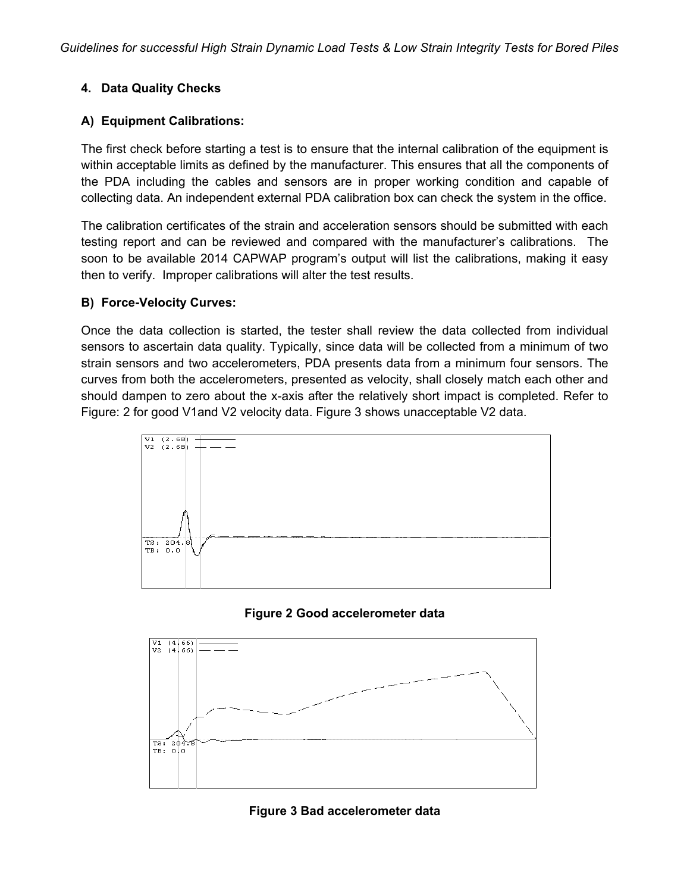### 4. Data Quality Checks

### A) Equipment Calibrations:

The first check before starting a test is to ensure that the internal calibration of the equipment is within acceptable limits as defined by the manufacturer. This ensures that all the components of the PDA including the cables and sensors are in proper working condition and capable of collecting data. An independent external PDA calibration box can check the system in the office.

The calibration certificates of the strain and acceleration sensors should be submitted with each testing report and can be reviewed and compared with the manufacturer's calibrations. The soon to be available 2014 CAPWAP program's output will list the calibrations, making it easy then to verify. Improper calibrations will alter the test results.

### B) Force-Velocity Curves:

Once the data collection is started, the tester shall review the data collected from individual sensors to ascertain data quality. Typically, since data will be collected from a minimum of two strain sensors and two accelerometers, PDA presents data from a minimum four sensors. The curves from both the accelerometers, presented as velocity, shall closely match each other and should dampen to zero about the x-axis after the relatively short impact is completed. Refer to Figure: 2 for good V1and V2 velocity data. Figure 3 shows unacceptable V2 data.

**Figure 2 Good accelerometer data**

**Figure 3 Bad accelerometer data**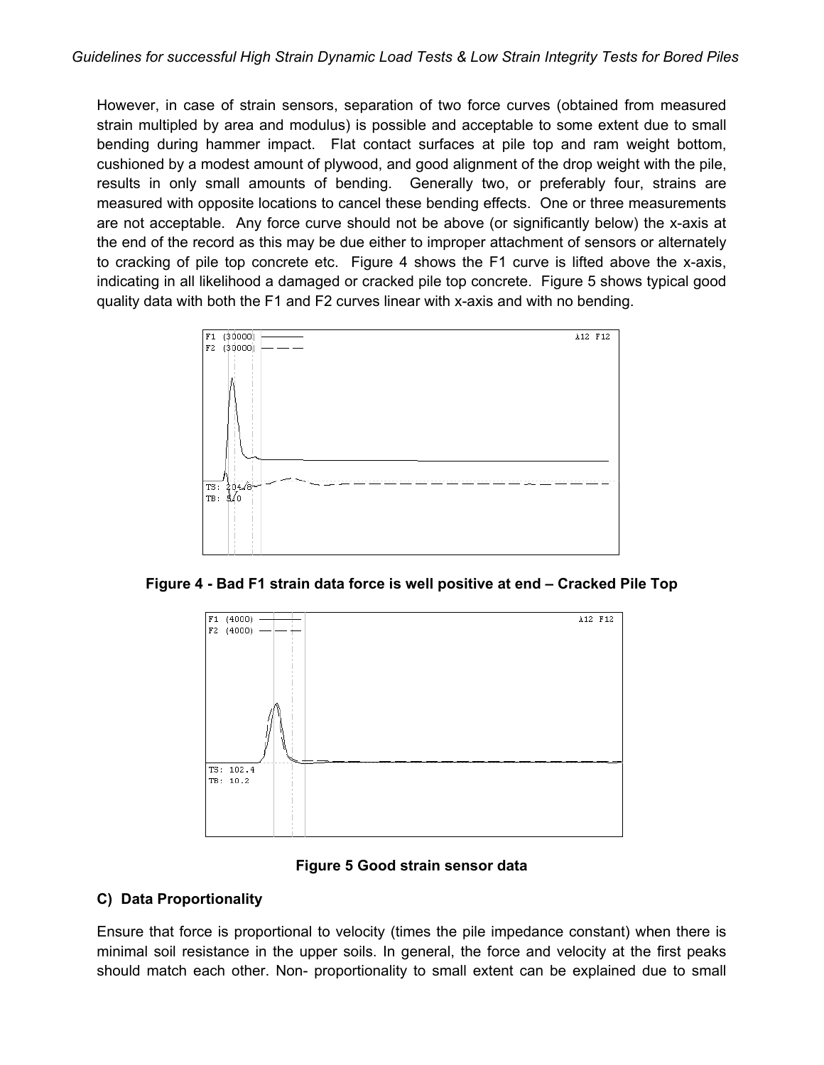However, in case of strain sensors, separation of two force curves (obtained from measured strain multipled by area and modulus) is possible and acceptable to some extent due to small bending during hammer impact. Flat contact surfaces at pile top and ram weight bottom, cushioned by a modest amount of plywood, and good alignment of the drop weight with the pile, results in only small amounts of bending. Generally two, or preferably four, strains are measured with opposite locations to cancel these bending effects. One or three measurements are not acceptable. Any force curve should not be above (or significantly below) the x-axis at the end of the record as this may be due either to improper attachment of sensors or alternately to cracking of pile top concrete etc. Figure 4 shows the F1 curve is lifted above the x-axis, indicating in all likelihood a damaged or cracked pile top concrete. Figure 5 shows typical good quality data with both the F1 and F2 curves linear with x-axis and with no bending.

**Figure 4 - Bad F1 strain data force is well positive at end – Cracked Pile Top**

**Figure 5 Good strain sensor data**

### C) Data Proportionality

Ensure that force is proportional to velocity (times the pile impedance constant) when there is minimal soil resistance in the upper soils. In general, the force and velocity at the first peaks should match each other. Non- proportionality to small extent can be explained due to small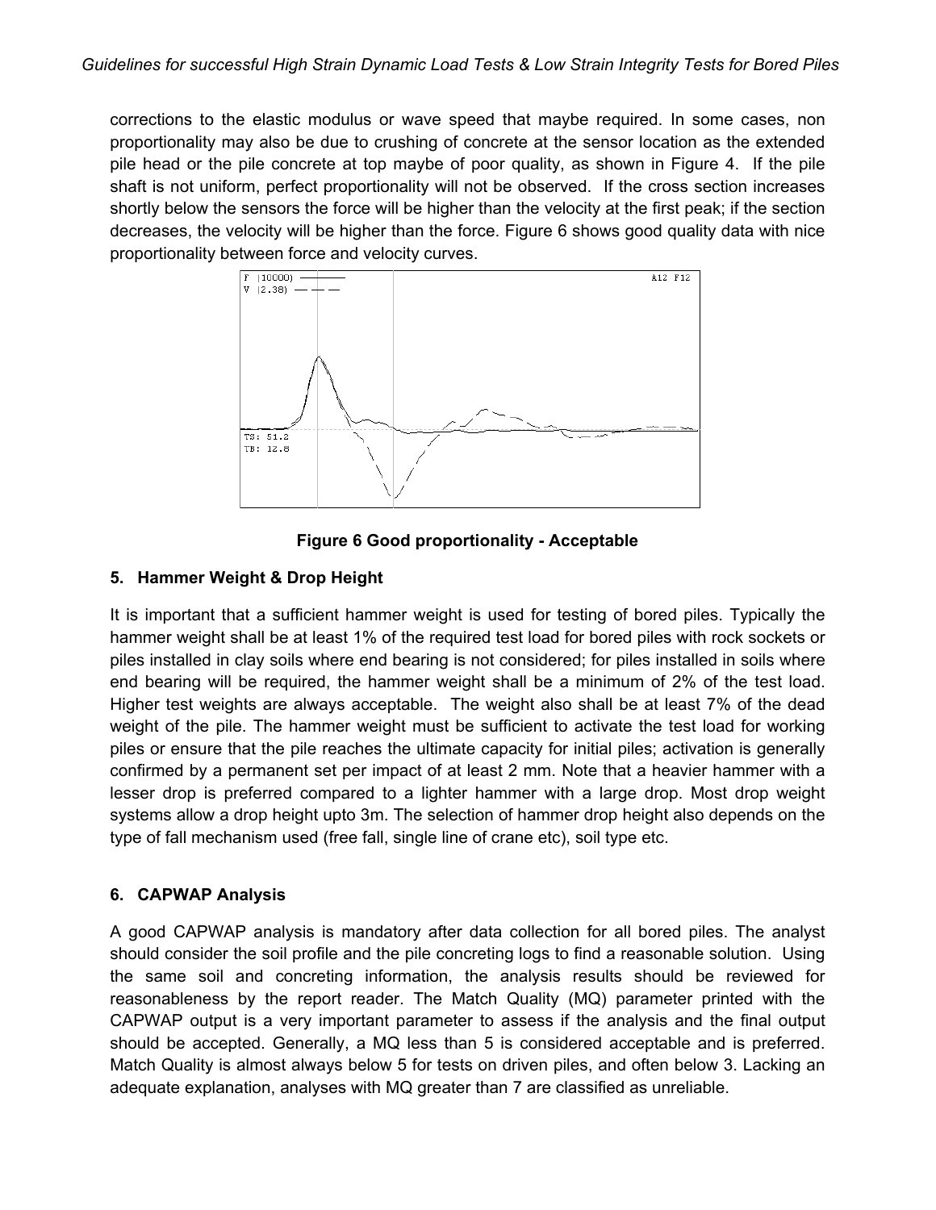corrections to the elastic modulus or wave speed that maybe required. In some cases, non proportionality may also be due to crushing of concrete at the sensor location as the extended pile head or the pile concrete at top maybe of poor quality, as shown in Figure 4. If the pile shaft is not uniform, perfect proportionality will not be observed. If the cross section increases shortly below the sensors the force will be higher than the velocity at the first peak; if the section decreases, the velocity will be higher than the force. Figure 6 shows good quality data with nice proportionality between force and velocity curves.

**Figure 6 Good proportionality - Acceptable**

## 5. Hammer Weight & Drop Height

It is important that a sufficient hammer weight is used for testing of bored piles. Typically the hammer weight shall be at least 1% of the required test load for bored piles with rock sockets or piles installed in clay soils where end bearing is not considered; for piles installed in soils where end bearing will be required, the hammer weight shall be a minimum of 2% of the test load. Higher test weights are always acceptable. The weight also shall be at least 7% of the dead weight of the pile. The hammer weight must be sufficient to activate the test load for working piles or ensure that the pile reaches the ultimate capacity for initial piles; activation is generally confirmed by a permanent set per impact of at least 2 mm. Note that a heavier hammer with a lesser drop is preferred compared to a lighter hammer with a large drop. Most drop weight systems allow a drop height upto 3m. The selection of hammer drop height also depends on the type of fall mechanism used (free fall, single line of crane etc), soil type etc.

## 6. CAPWAP Analysis

A good CAPWAP analysis is mandatory after data collection for all bored piles. The analyst should consider the soil profile and the pile concreting logs to find a reasonable solution. Using the same soil and concreting information, the analysis results should be reviewed for reasonableness by the report reader. The Match Quality (MQ) parameter printed with the CAPWAP output is a very important parameter to assess if the analysis and the final output should be accepted. Generally, a MQ less than 5 is considered acceptable and is preferred. Match Quality is almost always below 5 for tests on driven piles, and often below 3. Lacking an adequate explanation, analyses with MQ greater than 7 are classified as unreliable.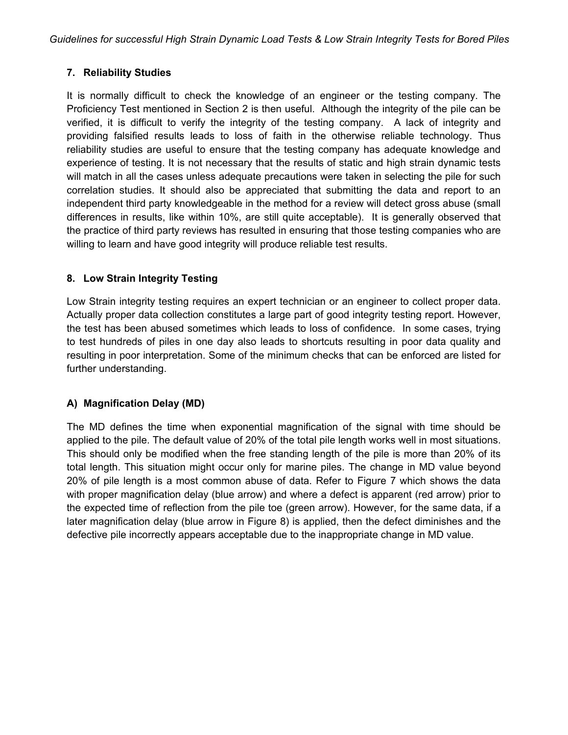## 7. Reliability Studies

It is normally difficult to check the knowledge of an engineer or the testing company. The Proficiency Test mentioned in Section 2 is then useful. Although the integrity of the pile can be verified, it is difficult to verify the integrity of the testing company. A lack of integrity and providing falsified results leads to loss of faith in the otherwise reliable technology. Thus reliability studies are useful to ensure that the testing company has adequate knowledge and experience of testing. It is not necessary that the results of static and high strain dynamic tests will match in all the cases unless adequate precautions were taken in selecting the pile for such correlation studies. It should also be appreciated that submitting the data and report to an independent third party knowledgeable in the method for a review will detect gross abuse (small differences in results, like within 10%, are still quite acceptable). It is generally observed that the practice of third party reviews has resulted in ensuring that those testing companies who are willing to learn and have good integrity will produce reliable test results.

## 8. Low Strain Integrity Testing

Low Strain integrity testing requires an expert technician or an engineer to collect proper data. Actually proper data collection constitutes a large part of good integrity testing report. However, the test has been abused sometimes which leads to loss of confidence. In some cases, trying to test hundreds of piles in one day also leads to shortcuts resulting in poor data quality and resulting in poor interpretation. Some of the minimum checks that can be enforced are listed for further understanding.

### A) Magnification Delay (MD)

The MD defines the time when exponential magnification of the signal with time should be applied to the pile. The default value of 20% of the total pile length works well in most situations. This should only be modified when the free standing length of the pile is more than 20% of its total length. This situation might occur only for marine piles. The change in MD value beyond 20% of pile length is a most common abuse of data. Refer to Figure 7 which shows the data with proper magnification delay (blue arrow) and where a defect is apparent (red arrow) prior to the expected time of reflection from the pile toe (green arrow). However, for the same data, if a later magnification delay (blue arrow in Figure 8) is applied, then the defect diminishes and the defective pile incorrectly appears acceptable due to the inappropriate change in MD value.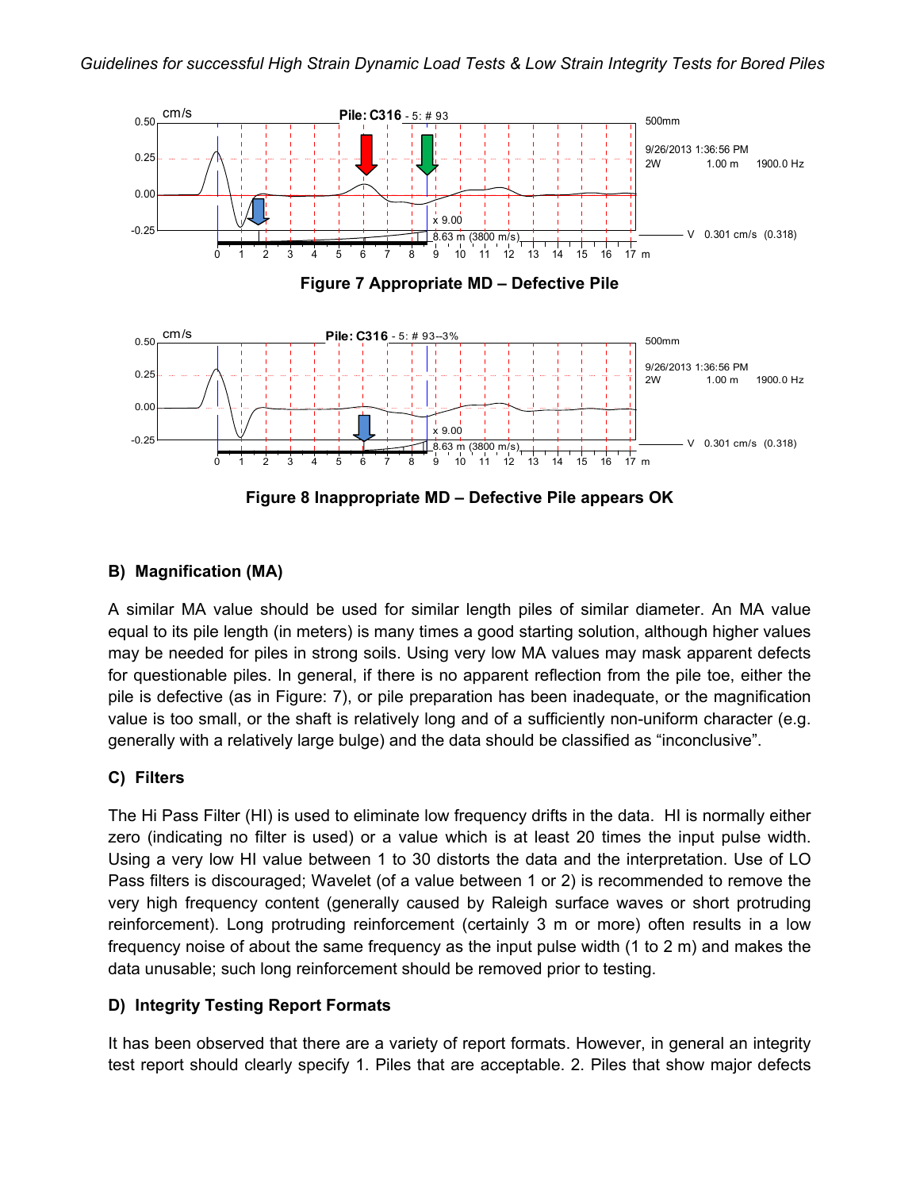Figure 7 Appropriate MD – Defective Pile

Figure 8 Inappropriate MD – Defective Pile appears OK

### B) Magnification (MA)

A similar MA value should be used for similar length piles of similar diameter. An MA value equal to its pile length (in meters) is many times a good starting solution, although higher values may be needed for piles in strong soils. Using very low MA values may mask apparent defects for questionable piles. In general, if there is no apparent reflection from the pile toe, either the pile is defective (as in Figure: 7), or pile preparation has been inadequate, or the magnification value is too small, or the shaft is relatively long and of a sufficiently non-uniform character (e.g. generally with a relatively large bulge) and the data should be classified as "inconclusive".

### C) Filters

The Hi Pass Filter (HI) is used to eliminate low frequency drifts in the data. HI is normally either zero (indicating no filter is used) or a value which is at least 20 times the input pulse width. Using a very low HI value between 1 to 30 distorts the data and the interpretation. Use of LO Pass filters is discouraged; Wavelet (of a value between 1 or 2) is recommended to remove the very high frequency content (generally caused by Raleigh surface waves or short protruding reinforcement). Long protruding reinforcement (certainly 3 m or more) often results in a low frequency noise of about the same frequency as the input pulse width (1 to 2 m) and makes the data unusable; such long reinforcement should be removed prior to testing.

### D) Integrity Testing Report Formats

It has been observed that there are a variety of report formats. However, in general an integrity test report should clearly specify 1. Piles that are acceptable. 2. Piles that show major defects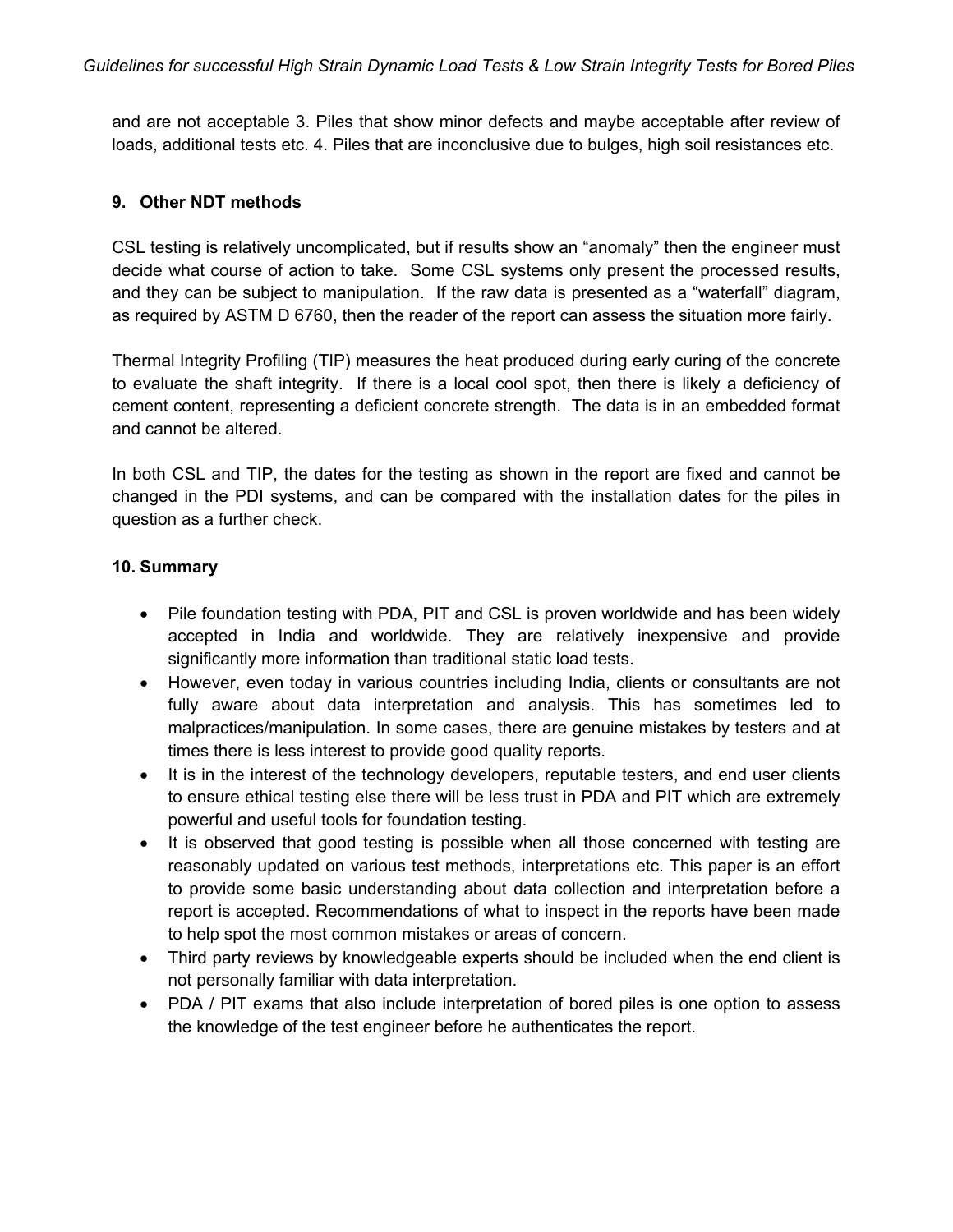and are not acceptable 3. Piles that show minor defects and maybe acceptable after review of loads, additional tests etc. 4. Piles that are inconclusive due to bulges, high soil resistances etc.

## 9. Other NDT methods

CSL testing is relatively uncomplicated, but if results show an "anomaly" then the engineer must decide what course of action to take. Some CSL systems only present the processed results, and they can be subject to manipulation. If the raw data is presented as a "waterfall" diagram, as required by ASTM D 6760, then the reader of the report can assess the situation more fairly.

Thermal Integrity Profiling (TIP) measures the heat produced during early curing of the concrete to evaluate the shaft integrity. If there is a local cool spot, then there is likely a deficiency of cement content, representing a deficient concrete strength. The data is in an embedded format and cannot be altered.

In both CSL and TIP, the dates for the testing as shown in the report are fixed and cannot be changed in the PDI systems, and can be compared with the installation dates for the piles in question as a further check.

## 10. Summary

- Pile foundation testing with PDA, PIT and CSL is proven worldwide and has been widely accepted in India and worldwide. They are relatively inexpensive and provide significantly more information than traditional static load tests.
- However, even today in various countries including India, clients or consultants are not fully aware about data interpretation and analysis. This has sometimes led to malpractices/manipulation. In some cases, there are genuine mistakes by testers and at times there is less interest to provide good quality reports.
- It is in the interest of the technology developers, reputable testers, and end user clients to ensure ethical testing else there will be less trust in PDA and PIT which are extremely powerful and useful tools for foundation testing.
- It is observed that good testing is possible when all those concerned with testing are reasonably updated on various test methods, interpretations etc. This paper is an effort to provide some basic understanding about data collection and interpretation before a report is accepted. Recommendations of what to inspect in the reports have been made to help spot the most common mistakes or areas of concern.
- Third party reviews by knowledgeable experts should be included when the end client is not personally familiar with data interpretation.
- PDA / PIT exams that also include interpretation of bored piles is one option to assess the knowledge of the test engineer before he authenticates the report.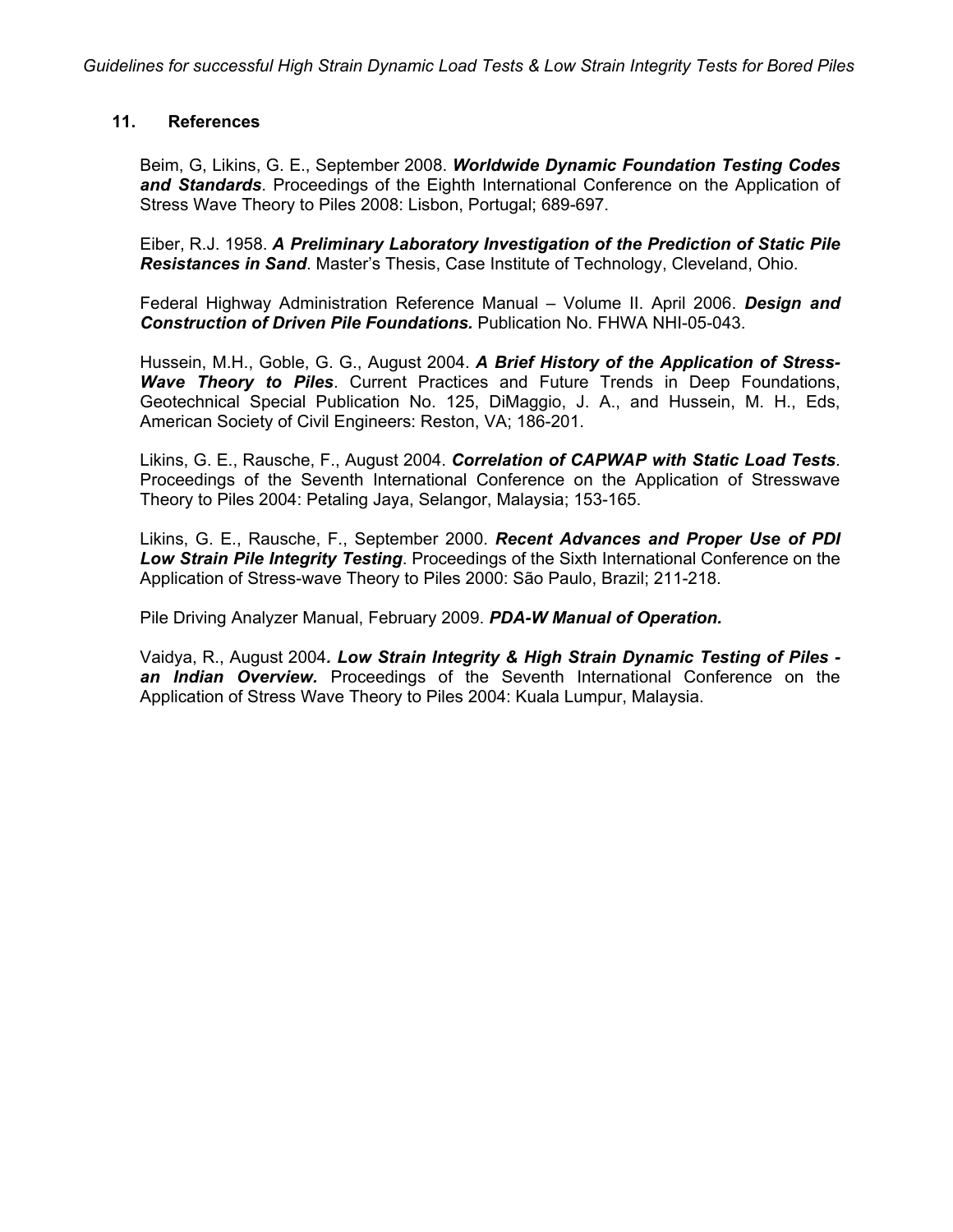## 11. References

Beim, G, Likins, G. E., September 2008. ***Worldwide Dynamic Foundation Testing Codes and Standards***. Proceedings of the Eighth International Conference on the Application of Stress Wave Theory to Piles 2008: Lisbon, Portugal; 689-697.

Eiber, R.J. 1958. ***A Preliminary Laboratory Investigation of the Prediction of Static Pile Resistances in Sand***. Master's Thesis, Case Institute of Technology, Cleveland, Ohio.

Federal Highway Administration Reference Manual – Volume II. April 2006. ***Design and Construction of Driven Pile Foundations.*** Publication No. FHWA NHI-05-043.

Hussein, M.H., Goble, G. G., August 2004. ***A Brief History of the Application of Stress-Wave Theory to Piles***. Current Practices and Future Trends in Deep Foundations, Geotechnical Special Publication No. 125, DiMaggio, J. A., and Hussein, M. H., Eds, American Society of Civil Engineers: Reston, VA; 186-201.

Likins, G. E., Rausche, F., August 2004. ***Correlation of CAPWAP with Static Load Tests***. Proceedings of the Seventh International Conference on the Application of Stresswave Theory to Piles 2004: Petaling Jaya, Selangor, Malaysia; 153-165.

Likins, G. E., Rausche, F., September 2000. ***Recent Advances and Proper Use of PDI Low Strain Pile Integrity Testing***. Proceedings of the Sixth International Conference on the Application of Stress-wave Theory to Piles 2000: São Paulo, Brazil; 211-218.

Pile Driving Analyzer Manual, February 2009. ***PDA-W Manual of Operation.***

Vaidya, R., August 2004***. Low Strain Integrity & High Strain Dynamic Testing of Piles - an Indian Overview.*** Proceedings of the Seventh International Conference on the Application of Stress Wave Theory to Piles 2004: Kuala Lumpur, Malaysia.